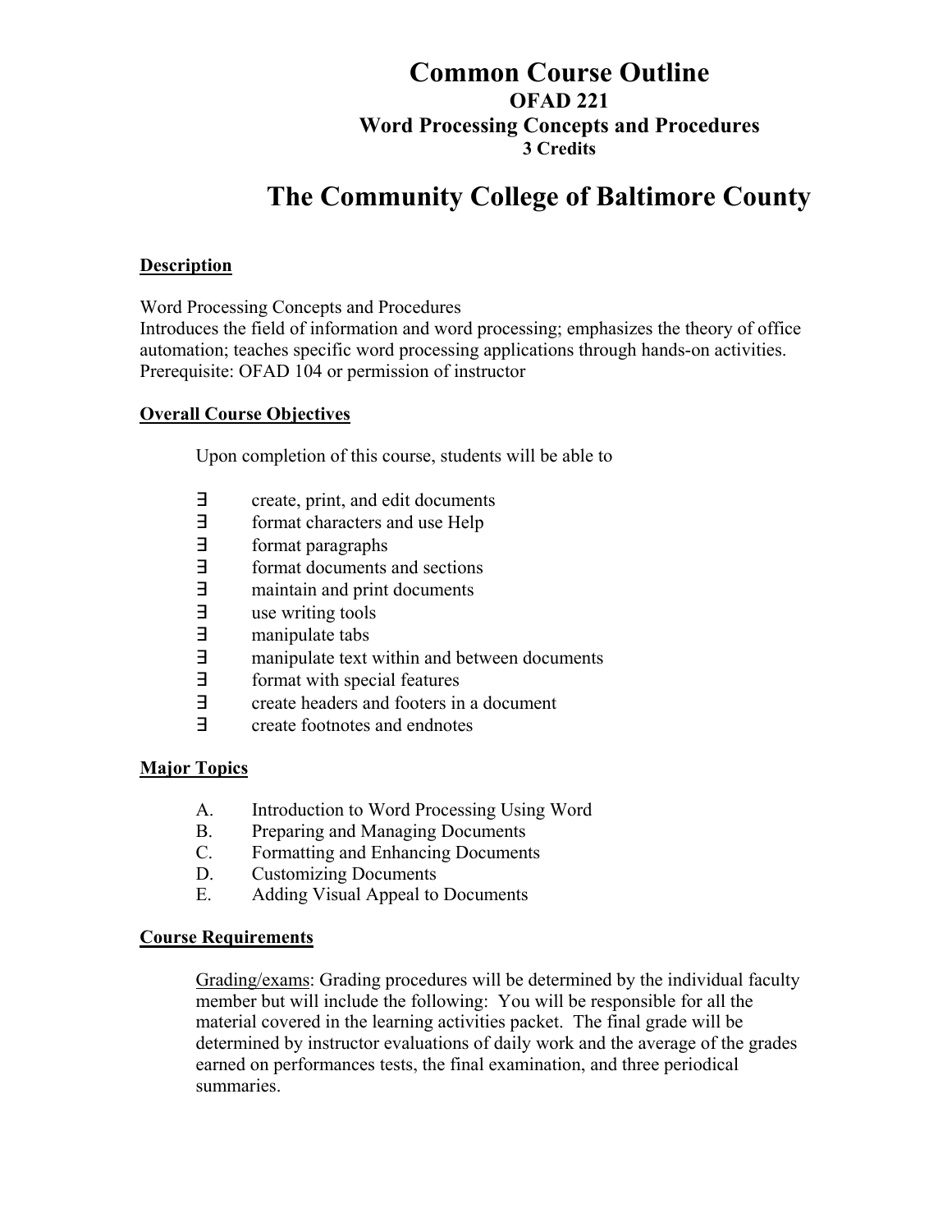# Common Course Outline
## OFAD 221
## Word Processing Concepts and Procedures
### 3 Credits

# The Community College of Baltimore County

**Description**

Word Processing Concepts and Procedures
Introduces the field of information and word processing; emphasizes the theory of office automation; teaches specific word processing applications through hands-on activities.
Prerequisite: OFAD 104 or permission of instructor

**Overall Course Objectives**

Upon completion of this course, students will be able to

- create, print, and edit documents
- format characters and use Help
- format paragraphs
- format documents and sections
- maintain and print documents
- use writing tools
- manipulate tabs
- manipulate text within and between documents
- format with special features
- create headers and footers in a document
- create footnotes and endnotes

**Major Topics**

A. Introduction to Word Processing Using Word
B. Preparing and Managing Documents
C. Formatting and Enhancing Documents
D. Customizing Documents
E. Adding Visual Appeal to Documents

**Course Requirements**

Grading/exams: Grading procedures will be determined by the individual faculty member but will include the following: You will be responsible for all the material covered in the learning activities packet. The final grade will be determined by instructor evaluations of daily work and the average of the grades earned on performances tests, the final examination, and three periodical summaries.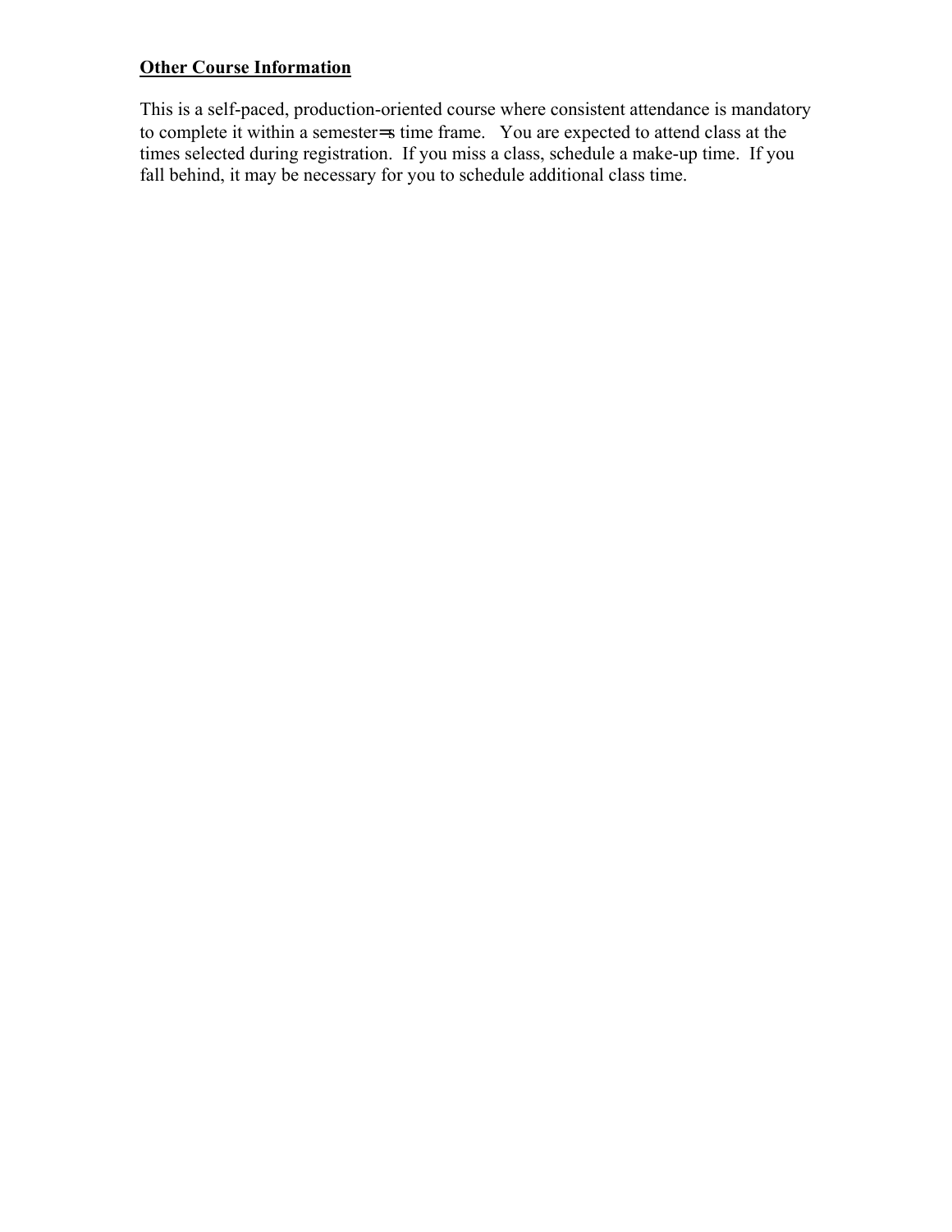**Other Course Information**

This is a self-paced, production-oriented course where consistent attendance is mandatory to complete it within a semester=s time frame. You are expected to attend class at the times selected during registration. If you miss a class, schedule a make-up time. If you fall behind, it may be necessary for you to schedule additional class time.